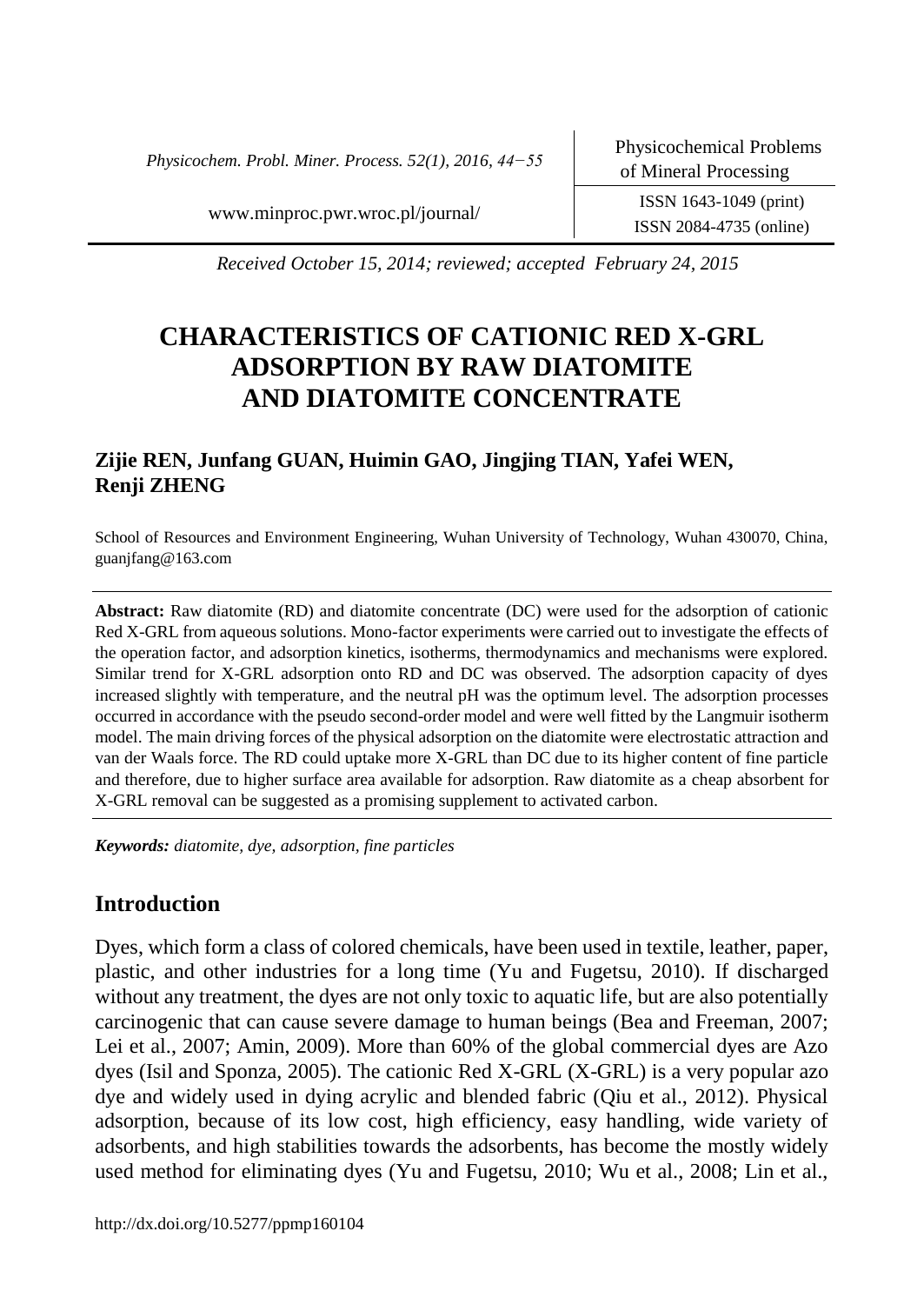*Received October 15, 2014; reviewed; accepted February 24, 2015*

# CHARACTERISTICS OF CATIONIC RED X-GRL ADSORPTION BY RAW DIATOMITE AND DIATOMITE CONCENTRATE

**Zijie REN, Junfang GUAN, Huimin GAO, Jingjing TIAN, Yafei WEN, Renji ZHENG**

School of Resources and Environment Engineering, Wuhan University of Technology, Wuhan 430070, China, guanjfang@163.com

**Abstract:** Raw diatomite (RD) and diatomite concentrate (DC) were used for the adsorption of cationic Red X-GRL from aqueous solutions. Mono-factor experiments were carried out to investigate the effects of the operation factor, and adsorption kinetics, isotherms, thermodynamics and mechanisms were explored. Similar trend for X-GRL adsorption onto RD and DC was observed. The adsorption capacity of dyes increased slightly with temperature, and the neutral pH was the optimum level. The adsorption processes occurred in accordance with the pseudo second-order model and were well fitted by the Langmuir isotherm model. The main driving forces of the physical adsorption on the diatomite were electrostatic attraction and van der Waals force. The RD could uptake more X-GRL than DC due to its higher content of fine particle and therefore, due to higher surface area available for adsorption. Raw diatomite as a cheap absorbent for X-GRL removal can be suggested as a promising supplement to activated carbon.

***Keywords:** diatomite, dye, adsorption, fine particles*

## Introduction

Dyes, which form a class of colored chemicals, have been used in textile, leather, paper, plastic, and other industries for a long time (Yu and Fugetsu, 2010). If discharged without any treatment, the dyes are not only toxic to aquatic life, but are also potentially carcinogenic that can cause severe damage to human beings (Bea and Freeman, 2007; Lei et al., 2007; Amin, 2009). More than 60% of the global commercial dyes are Azo dyes (Isil and Sponza, 2005). The cationic Red X-GRL (X-GRL) is a very popular azo dye and widely used in dying acrylic and blended fabric (Qiu et al., 2012). Physical adsorption, because of its low cost, high efficiency, easy handling, wide variety of adsorbents, and high stabilities towards the adsorbents, has become the mostly widely used method for eliminating dyes (Yu and Fugetsu, 2010; Wu et al., 2008; Lin et al.,

http://dx.doi.org/10.5277/ppmp160104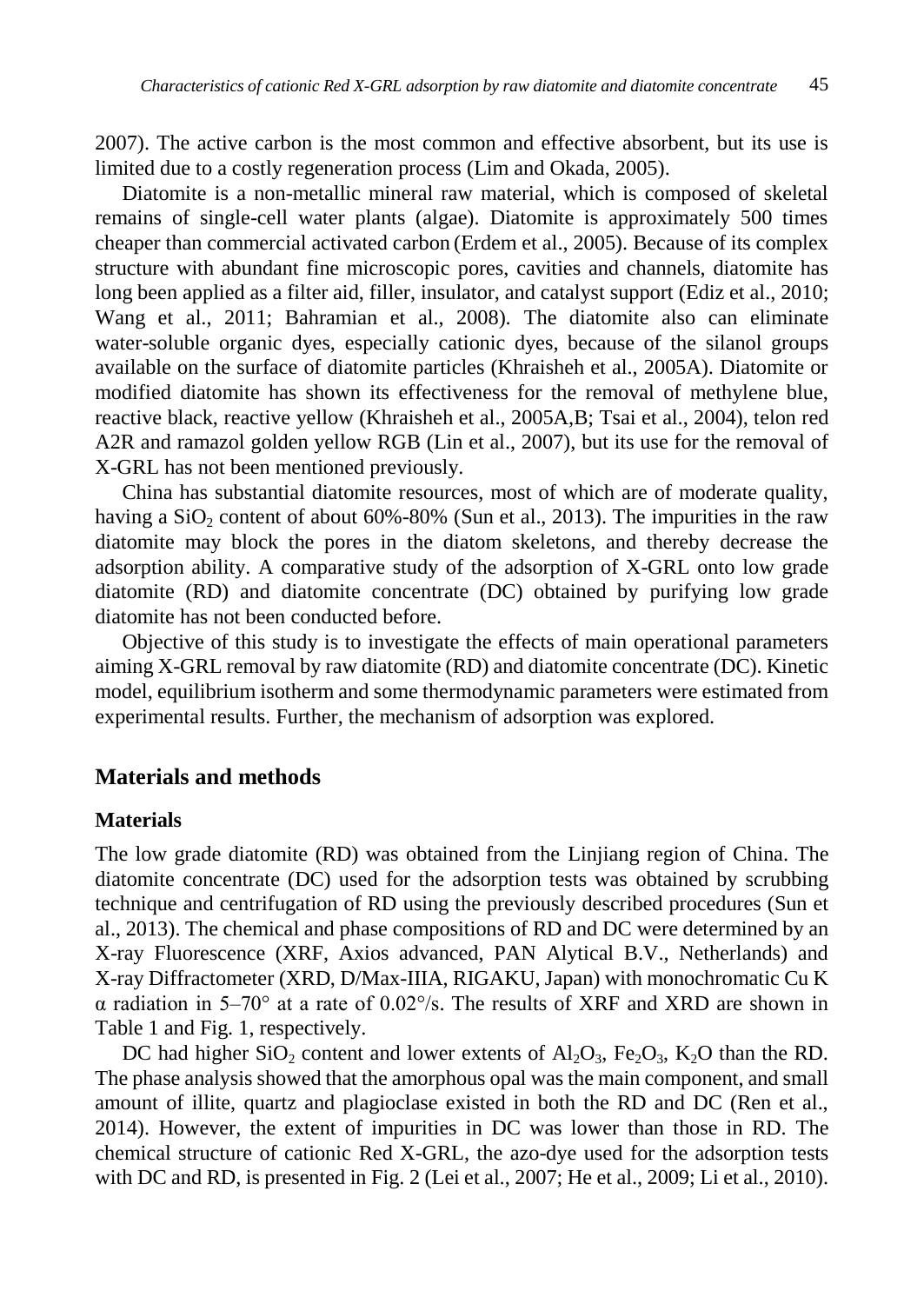2007). The active carbon is the most common and effective absorbent, but its use is limited due to a costly regeneration process (Lim and Okada, 2005).

Diatomite is a non-metallic mineral raw material, which is composed of skeletal remains of single-cell water plants (algae). Diatomite is approximately 500 times cheaper than commercial activated carbon (Erdem et al., 2005). Because of its complex structure with abundant fine microscopic pores, cavities and channels, diatomite has long been applied as a filter aid, filler, insulator, and catalyst support (Ediz et al., 2010; Wang et al., 2011; Bahramian et al., 2008). The diatomite also can eliminate water-soluble organic dyes, especially cationic dyes, because of the silanol groups available on the surface of diatomite particles (Khraisheh et al., 2005A). Diatomite or modified diatomite has shown its effectiveness for the removal of methylene blue, reactive black, reactive yellow (Khraisheh et al., 2005A,B; Tsai et al., 2004), telon red A2R and ramazol golden yellow RGB (Lin et al., 2007), but its use for the removal of X-GRL has not been mentioned previously.

China has substantial diatomite resources, most of which are of moderate quality, having a $SiO_2$ content of about 60%-80% (Sun et al., 2013). The impurities in the raw diatomite may block the pores in the diatom skeletons, and thereby decrease the adsorption ability. A comparative study of the adsorption of X-GRL onto low grade diatomite (RD) and diatomite concentrate (DC) obtained by purifying low grade diatomite has not been conducted before.

Objective of this study is to investigate the effects of main operational parameters aiming X-GRL removal by raw diatomite (RD) and diatomite concentrate (DC). Kinetic model, equilibrium isotherm and some thermodynamic parameters were estimated from experimental results. Further, the mechanism of adsorption was explored.

## Materials and methods

### Materials

The low grade diatomite (RD) was obtained from the Linjiang region of China. The diatomite concentrate (DC) used for the adsorption tests was obtained by scrubbing technique and centrifugation of RD using the previously described procedures (Sun et al., 2013). The chemical and phase compositions of RD and DC were determined by an X-ray Fluorescence (XRF, Axios advanced, PAN Alytical B.V., Netherlands) and X-ray Diffractometer (XRD, D/Max-IIIA, RIGAKU, Japan) with monochromatic Cu K $\alpha$ radiation in 5–70° at a rate of 0.02°/s. The results of XRF and XRD are shown in Table 1 and Fig. 1, respectively.

DC had higher $SiO_2$ content and lower extents of $Al_2O_3$, $Fe_2O_3$, $K_2O$ than the RD. The phase analysis showed that the amorphous opal was the main component, and small amount of illite, quartz and plagioclase existed in both the RD and DC (Ren et al., 2014). However, the extent of impurities in DC was lower than those in RD. The chemical structure of cationic Red X-GRL, the azo-dye used for the adsorption tests with DC and RD, is presented in Fig. 2 (Lei et al., 2007; He et al., 2009; Li et al., 2010).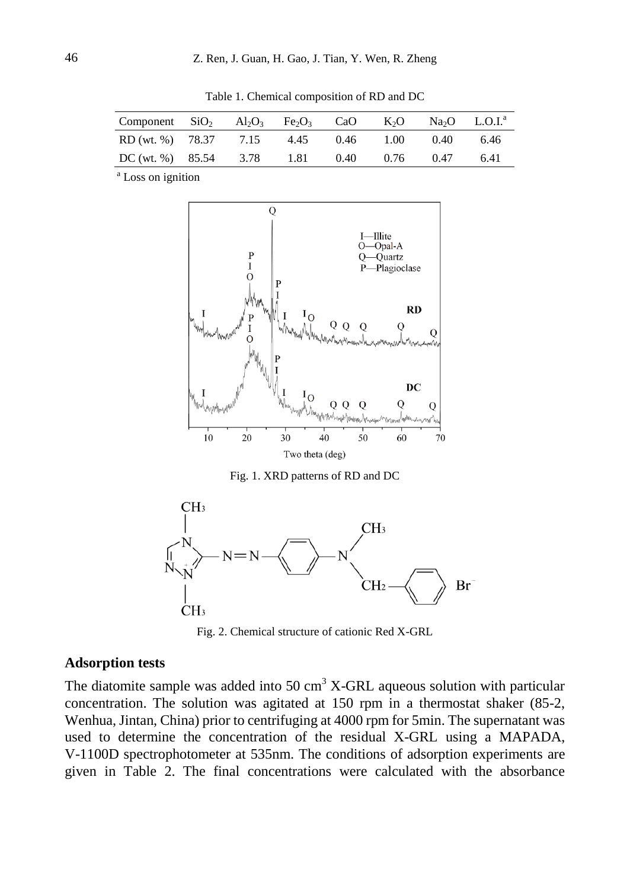Table 1. Chemical composition of RD and DC

| Component | $SiO_2$ | $Al_2O_3$ | $Fe_2O_3$ | CaO | $K_2O$ | $Na_2O$ | L.O.I.[a] |
|---|---|---|---|---|---|---|---|
| RD (wt. %) | 78.37 | 7.15 | 4.45 | 0.46 | 1.00 | 0.40 | 6.46 |
| DC (wt. %) | 85.54 | 3.78 | 1.81 | 0.40 | 0.76 | 0.47 | 6.41 |

[a] Loss on ignition

Fig. 1. XRD patterns of RD and DC

Fig. 2. Chemical structure of cationic Red X-GRL

## Adsorption tests

The diatomite sample was added into 50 $cm^3$ X-GRL aqueous solution with particular concentration. The solution was agitated at 150 rpm in a thermostat shaker (85-2, Wenhua, Jintan, China) prior to centrifuging at 4000 rpm for 5min. The supernatant was used to determine the concentration of the residual X-GRL using a MAPADA, V-1100D spectrophotometer at 535nm. The conditions of adsorption experiments are given in Table 2. The final concentrations were calculated with the absorbance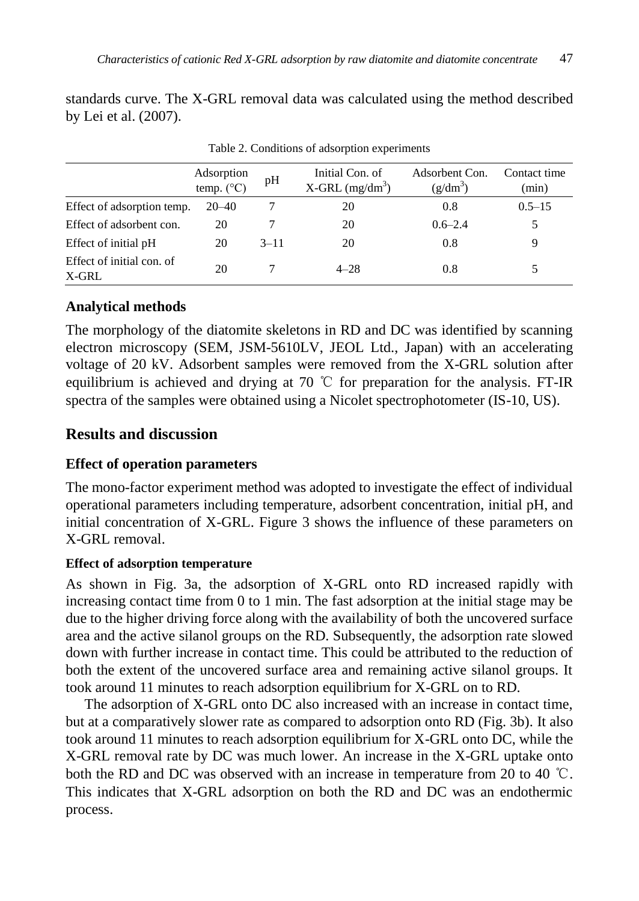standards curve. The X-GRL removal data was calculated using the method described by Lei et al. (2007).

Table 2. Conditions of adsorption experiments

| | Adsorption temp. (°C) | pH | Initial Con. of X-GRL ($mg/dm^3$) | Adsorbent Con. ($g/dm^3$) | Contact time (min) |
|---|---|---|---|---|---|
| Effect of adsorption temp. | 20–40 | 7 | 20 | 0.8 | 0.5–15 |
| Effect of adsorbent con. | 20 | 7 | 20 | 0.6–2.4 | 5 |
| Effect of initial pH | 20 | 3–11 | 20 | 0.8 | 9 |
| Effect of initial con. of X-GRL | 20 | 7 | 4–28 | 0.8 | 5 |

### Analytical methods

The morphology of the diatomite skeletons in RD and DC was identified by scanning electron microscopy (SEM, JSM-5610LV, JEOL Ltd., Japan) with an accelerating voltage of 20 kV. Adsorbent samples were removed from the X-GRL solution after equilibrium is achieved and drying at 70 ℃ for preparation for the analysis. FT-IR spectra of the samples were obtained using a Nicolet spectrophotometer (IS-10, US).

## Results and discussion

### Effect of operation parameters

The mono-factor experiment method was adopted to investigate the effect of individual operational parameters including temperature, adsorbent concentration, initial pH, and initial concentration of X-GRL. Figure 3 shows the influence of these parameters on X-GRL removal.

#### Effect of adsorption temperature

As shown in Fig. 3a, the adsorption of X-GRL onto RD increased rapidly with increasing contact time from 0 to 1 min. The fast adsorption at the initial stage may be due to the higher driving force along with the availability of both the uncovered surface area and the active silanol groups on the RD. Subsequently, the adsorption rate slowed down with further increase in contact time. This could be attributed to the reduction of both the extent of the uncovered surface area and remaining active silanol groups. It took around 11 minutes to reach adsorption equilibrium for X-GRL on to RD.

The adsorption of X-GRL onto DC also increased with an increase in contact time, but at a comparatively slower rate as compared to adsorption onto RD (Fig. 3b). It also took around 11 minutes to reach adsorption equilibrium for X-GRL onto DC, while the X-GRL removal rate by DC was much lower. An increase in the X-GRL uptake onto both the RD and DC was observed with an increase in temperature from 20 to 40 ℃. This indicates that X-GRL adsorption on both the RD and DC was an endothermic process.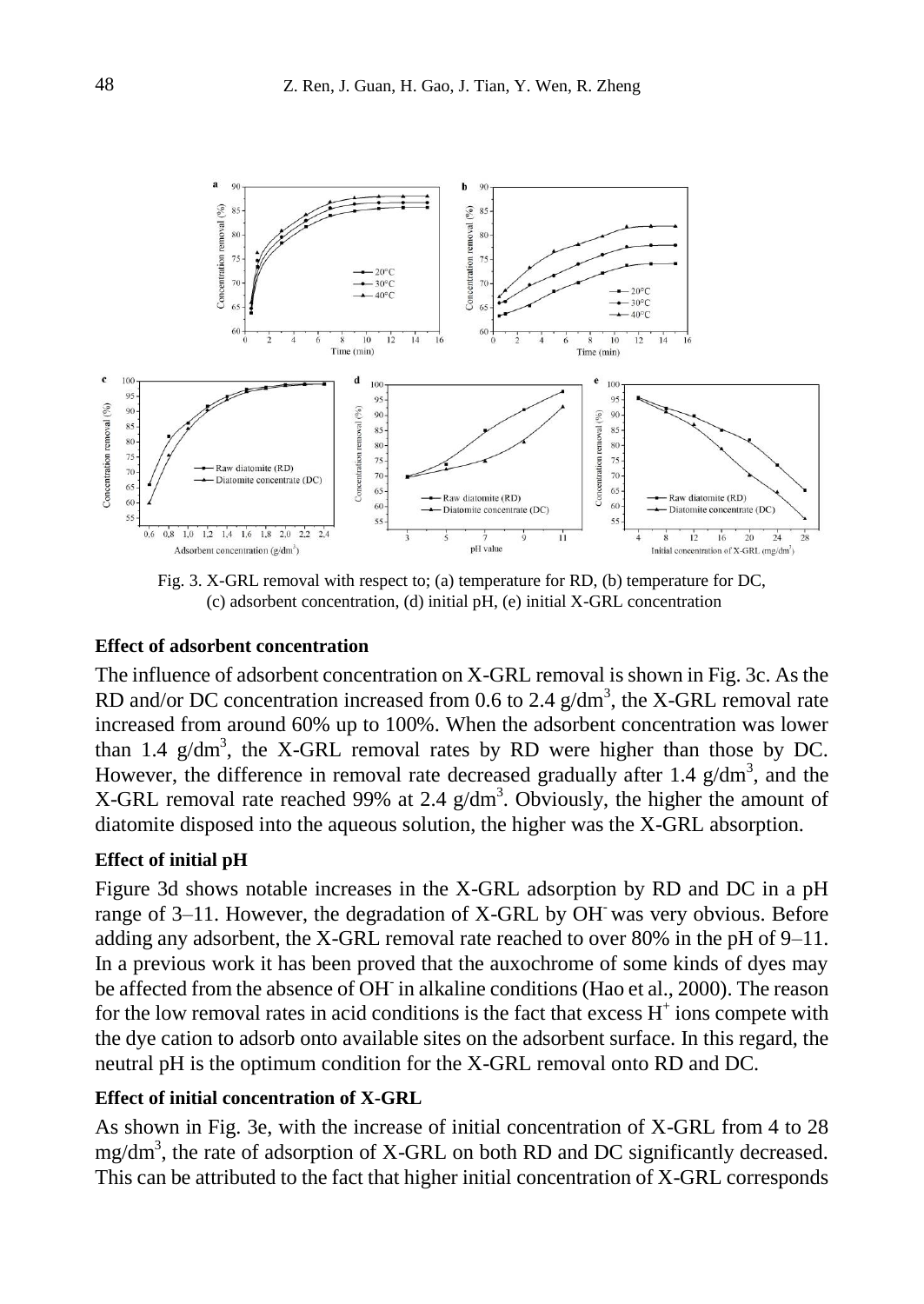Fig. 3. X-GRL removal with respect to; (a) temperature for RD, (b) temperature for DC, (c) adsorbent concentration, (d) initial pH, (e) initial X-GRL concentration

### Effect of adsorbent concentration

The influence of adsorbent concentration on X-GRL removal is shown in Fig. 3c. As the RD and/or DC concentration increased from 0.6 to 2.4 g/dm$^3$, the X-GRL removal rate increased from around 60% up to 100%. When the adsorbent concentration was lower than 1.4 g/dm$^3$, the X-GRL removal rates by RD were higher than those by DC. However, the difference in removal rate decreased gradually after 1.4 g/dm$^3$, and the X-GRL removal rate reached 99% at 2.4 g/dm$^3$. Obviously, the higher the amount of diatomite disposed into the aqueous solution, the higher was the X-GRL absorption.

### Effect of initial pH

Figure 3d shows notable increases in the X-GRL adsorption by RD and DC in a pH range of 3–11. However, the degradation of X-GRL by $OH^-$ was very obvious. Before adding any adsorbent, the X-GRL removal rate reached to over 80% in the pH of 9–11. In a previous work it has been proved that the auxochrome of some kinds of dyes may be affected from the absence of $OH^-$ in alkaline conditions (Hao et al., 2000). The reason for the low removal rates in acid conditions is the fact that excess $H^+$ ions compete with the dye cation to adsorb onto available sites on the adsorbent surface. In this regard, the neutral pH is the optimum condition for the X-GRL removal onto RD and DC.

### Effect of initial concentration of X-GRL

As shown in Fig. 3e, with the increase of initial concentration of X-GRL from 4 to 28 mg/dm$^3$, the rate of adsorption of X-GRL on both RD and DC significantly decreased. This can be attributed to the fact that higher initial concentration of X-GRL corresponds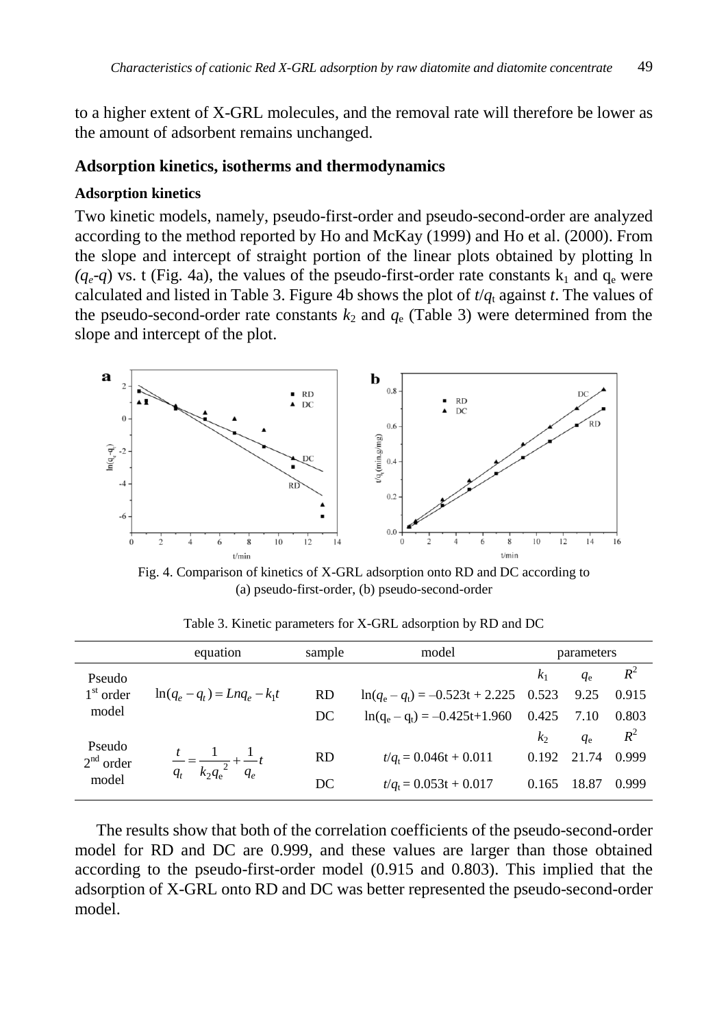to a higher extent of X-GRL molecules, and the removal rate will therefore be lower as the amount of adsorbent remains unchanged.

## Adsorption kinetics, isotherms and thermodynamics

### Adsorption kinetics

Two kinetic models, namely, pseudo-first-order and pseudo-second-order are analyzed according to the method reported by Ho and McKay (1999) and Ho et al. (2000). From the slope and intercept of straight portion of the linear plots obtained by plotting ln $(q_e\text{-}q)$ vs. t (Fig. 4a), the values of the pseudo-first-order rate constants $k_1$ and $q_e$ were calculated and listed in Table 3. Figure 4b shows the plot of $t/q_t$ against $t$. The values of the pseudo-second-order rate constants $k_2$ and $q_e$ (Table 3) were determined from the slope and intercept of the plot.

Fig. 4. Comparison of kinetics of X-GRL adsorption onto RD and DC according to (a) pseudo-first-order, (b) pseudo-second-order

Table 3. Kinetic parameters for X-GRL adsorption by RD and DC

| | equation | sample | model | parameters | | |
|---|---|---|---|---|---|---|
| Pseudo 1st order model | $\ln(q_e - q_t) = Lnq_e - k_1 t$ | | | $k_1$ | $q_e$ | $R^2$ |
| | | RD | $\ln(q_e - q_t) = -0.523t + 2.225$ | 0.523 | 9.25 | 0.915 |
| | | DC | $\ln(q_e - q_t) = -0.425t+1.960$ | 0.425 | 7.10 | 0.803 |
| Pseudo 2nd order model | $\frac{t}{q_t} = \frac{1}{k_2 q_e^2} + \frac{1}{q_e}t$ | | | $k_2$ | $q_e$ | $R^2$ |
| | | RD | $t/q_t = 0.046t + 0.011$ | 0.192 | 21.74 | 0.999 |
| | | DC | $t/q_t = 0.053t + 0.017$ | 0.165 | 18.87 | 0.999 |

The results show that both of the correlation coefficients of the pseudo-second-order model for RD and DC are 0.999, and these values are larger than those obtained according to the pseudo-first-order model (0.915 and 0.803). This implied that the adsorption of X-GRL onto RD and DC was better represented the pseudo-second-order model.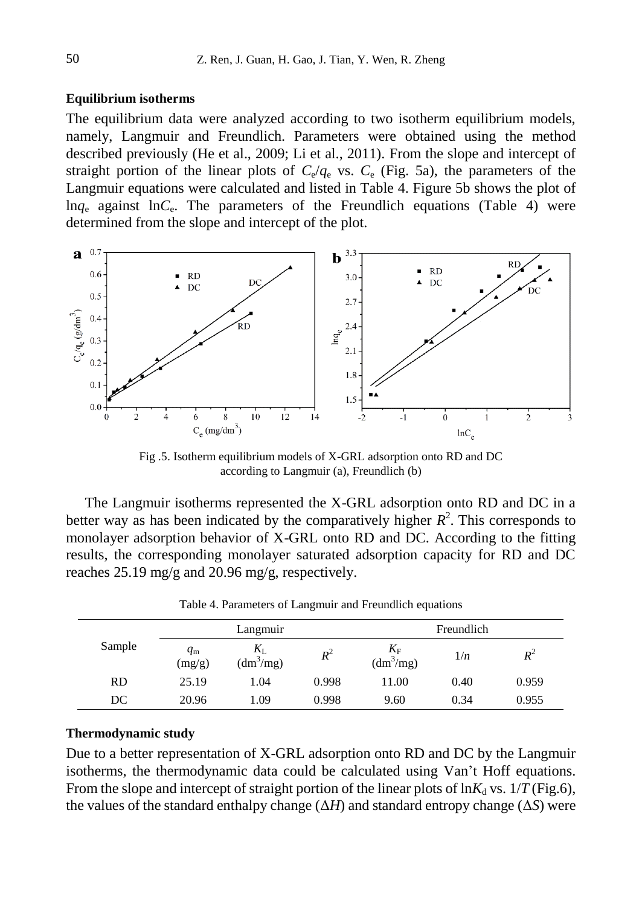### Equilibrium isotherms

The equilibrium data were analyzed according to two isotherm equilibrium models, namely, Langmuir and Freundlich. Parameters were obtained using the method described previously (He et al., 2009; Li et al., 2011). From the slope and intercept of straight portion of the linear plots of $C_e/q_e$ vs. $C_e$ (Fig. 5a), the parameters of the Langmuir equations were calculated and listed in Table 4. Figure 5b shows the plot of $\ln q_e$ against $\ln C_e$. The parameters of the Freundlich equations (Table 4) were determined from the slope and intercept of the plot.

Fig .5. Isotherm equilibrium models of X-GRL adsorption onto RD and DC according to Langmuir (a), Freundlich (b)

The Langmuir isotherms represented the X-GRL adsorption onto RD and DC in a better way as has been indicated by the comparatively higher $R^2$. This corresponds to monolayer adsorption behavior of X-GRL onto RD and DC. According to the fitting results, the corresponding monolayer saturated adsorption capacity for RD and DC reaches 25.19 mg/g and 20.96 mg/g, respectively.

Table 4. Parameters of Langmuir and Freundlich equations

| Sample | Langmuir | | | Freundlich | | |
|---|---|---|---|---|---|---|
| | $q_m$ (mg/g) | $K_L$ ($dm^3$/mg) | $R^2$ | $K_F$ ($dm^3$/mg) | $1/n$ | $R^2$ |
| RD | 25.19 | 1.04 | 0.998 | 11.00 | 0.40 | 0.959 |
| DC | 20.96 | 1.09 | 0.998 | 9.60 | 0.34 | 0.955 |

### Thermodynamic study

Due to a better representation of X-GRL adsorption onto RD and DC by the Langmuir isotherms, the thermodynamic data could be calculated using Van't Hoff equations. From the slope and intercept of straight portion of the linear plots of $\ln K_d$ vs. $1/T$ (Fig.6), the values of the standard enthalpy change ($\Delta H$) and standard entropy change ($\Delta S$) were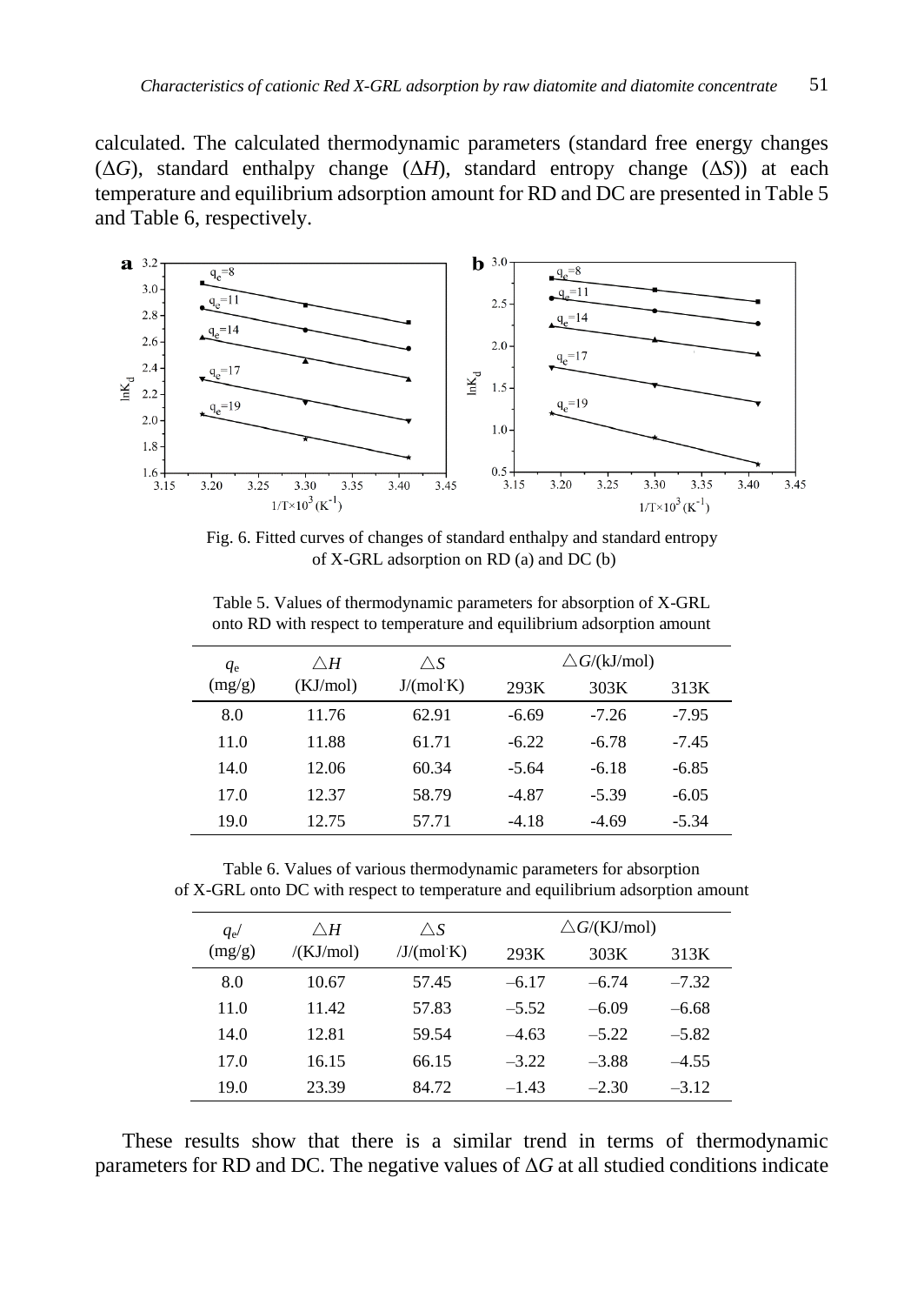calculated. The calculated thermodynamic parameters (standard free energy changes ($\Delta G$), standard enthalpy change ($\Delta H$), standard entropy change ($\Delta S$)) at each temperature and equilibrium adsorption amount for RD and DC are presented in Table 5 and Table 6, respectively.

Fig. 6. Fitted curves of changes of standard enthalpy and standard entropy of X-GRL adsorption on RD (a) and DC (b)

Table 5. Values of thermodynamic parameters for absorption of X-GRL onto RD with respect to temperature and equilibrium adsorption amount

| $q_e$ (mg/g) | $\triangle H$ (KJ/mol) | $\triangle S$ J/(mol·K) | $\triangle G$/(kJ/mol) | | |
|---|---|---|---|---|---|
| | | | 293K | 303K | 313K |
| 8.0 | 11.76 | 62.91 | -6.69 | -7.26 | -7.95 |
| 11.0 | 11.88 | 61.71 | -6.22 | -6.78 | -7.45 |
| 14.0 | 12.06 | 60.34 | -5.64 | -6.18 | -6.85 |
| 17.0 | 12.37 | 58.79 | -4.87 | -5.39 | -6.05 |
| 19.0 | 12.75 | 57.71 | -4.18 | -4.69 | -5.34 |

Table 6. Values of various thermodynamic parameters for absorption of X-GRL onto DC with respect to temperature and equilibrium adsorption amount

| $q_e$/ (mg/g) | $\triangle H$ /(KJ/mol) | $\triangle S$ /J/(mol·K) | $\triangle G$/(KJ/mol) | | |
|---|---|---|---|---|---|
| | | | 293K | 303K | 313K |
| 8.0 | 10.67 | 57.45 | –6.17 | –6.74 | –7.32 |
| 11.0 | 11.42 | 57.83 | –5.52 | –6.09 | –6.68 |
| 14.0 | 12.81 | 59.54 | –4.63 | –5.22 | –5.82 |
| 17.0 | 16.15 | 66.15 | –3.22 | –3.88 | –4.55 |
| 19.0 | 23.39 | 84.72 | –1.43 | –2.30 | –3.12 |

These results show that there is a similar trend in terms of thermodynamic parameters for RD and DC. The negative values of $\Delta G$ at all studied conditions indicate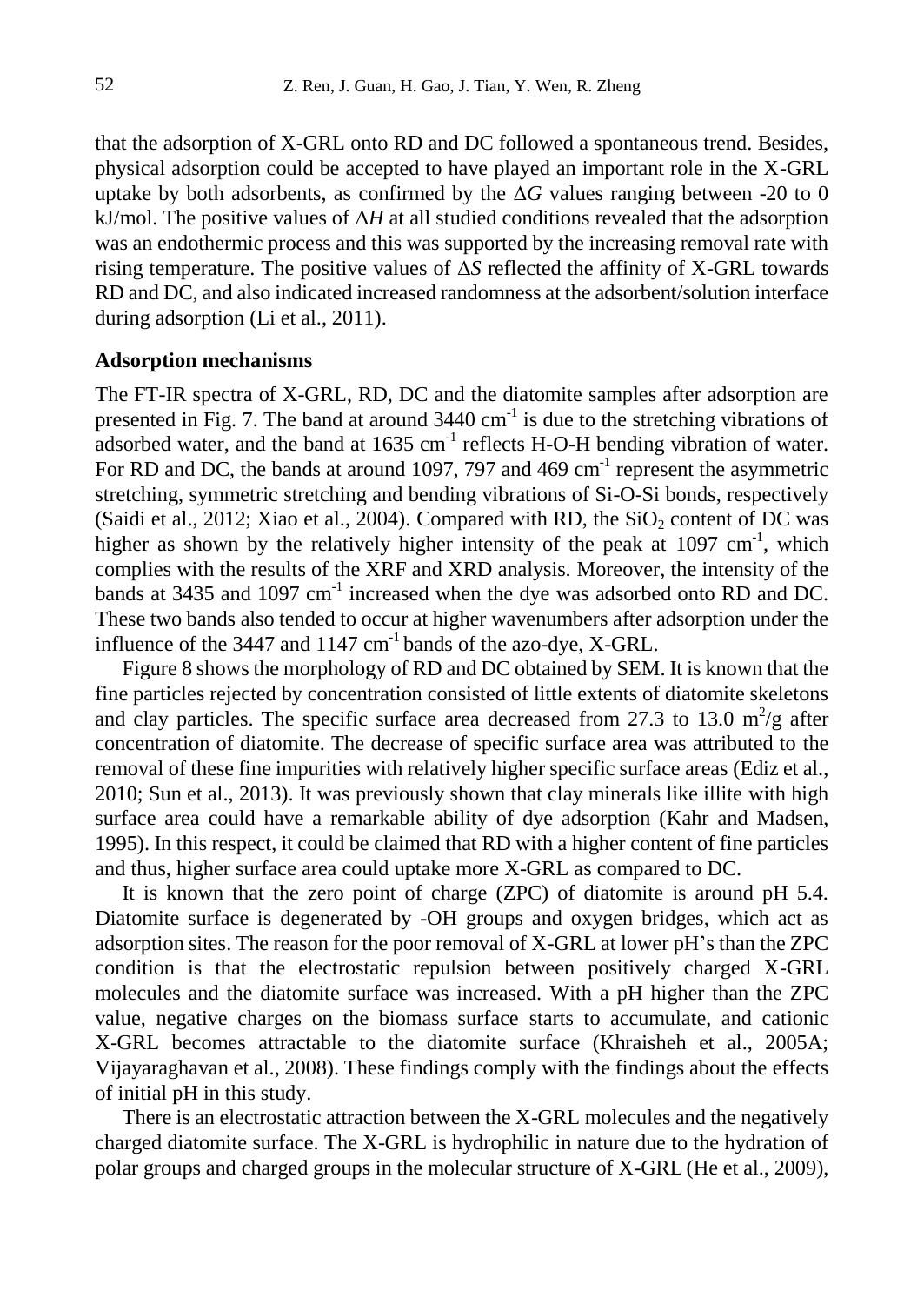that the adsorption of X-GRL onto RD and DC followed a spontaneous trend. Besides, physical adsorption could be accepted to have played an important role in the X-GRL uptake by both adsorbents, as confirmed by the $\Delta G$ values ranging between -20 to 0 kJ/mol. The positive values of $\Delta H$ at all studied conditions revealed that the adsorption was an endothermic process and this was supported by the increasing removal rate with rising temperature. The positive values of $\Delta S$ reflected the affinity of X-GRL towards RD and DC, and also indicated increased randomness at the adsorbent/solution interface during adsorption (Li et al., 2011).

### Adsorption mechanisms

The FT-IR spectra of X-GRL, RD, DC and the diatomite samples after adsorption are presented in Fig. 7. The band at around 3440 $cm^{-1}$ is due to the stretching vibrations of adsorbed water, and the band at 1635 $cm^{-1}$ reflects H-O-H bending vibration of water. For RD and DC, the bands at around 1097, 797 and 469 $cm^{-1}$ represent the asymmetric stretching, symmetric stretching and bending vibrations of Si-O-Si bonds, respectively (Saidi et al., 2012; Xiao et al., 2004). Compared with RD, the $SiO_2$ content of DC was higher as shown by the relatively higher intensity of the peak at 1097 $cm^{-1}$, which complies with the results of the XRF and XRD analysis. Moreover, the intensity of the bands at 3435 and 1097 $cm^{-1}$ increased when the dye was adsorbed onto RD and DC. These two bands also tended to occur at higher wavenumbers after adsorption under the influence of the 3447 and 1147 $cm^{-1}$ bands of the azo-dye, X-GRL.

Figure 8 shows the morphology of RD and DC obtained by SEM. It is known that the fine particles rejected by concentration consisted of little extents of diatomite skeletons and clay particles. The specific surface area decreased from 27.3 to 13.0 $m^2/g$ after concentration of diatomite. The decrease of specific surface area was attributed to the removal of these fine impurities with relatively higher specific surface areas (Ediz et al., 2010; Sun et al., 2013). It was previously shown that clay minerals like illite with high surface area could have a remarkable ability of dye adsorption (Kahr and Madsen, 1995). In this respect, it could be claimed that RD with a higher content of fine particles and thus, higher surface area could uptake more X-GRL as compared to DC.

It is known that the zero point of charge (ZPC) of diatomite is around pH 5.4. Diatomite surface is degenerated by -OH groups and oxygen bridges, which act as adsorption sites. The reason for the poor removal of X-GRL at lower pH's than the ZPC condition is that the electrostatic repulsion between positively charged X-GRL molecules and the diatomite surface was increased. With a pH higher than the ZPC value, negative charges on the biomass surface starts to accumulate, and cationic X-GRL becomes attractable to the diatomite surface (Khraisheh et al., 2005A; Vijayaraghavan et al., 2008). These findings comply with the findings about the effects of initial pH in this study.

There is an electrostatic attraction between the X-GRL molecules and the negatively charged diatomite surface. The X-GRL is hydrophilic in nature due to the hydration of polar groups and charged groups in the molecular structure of X-GRL (He et al., 2009),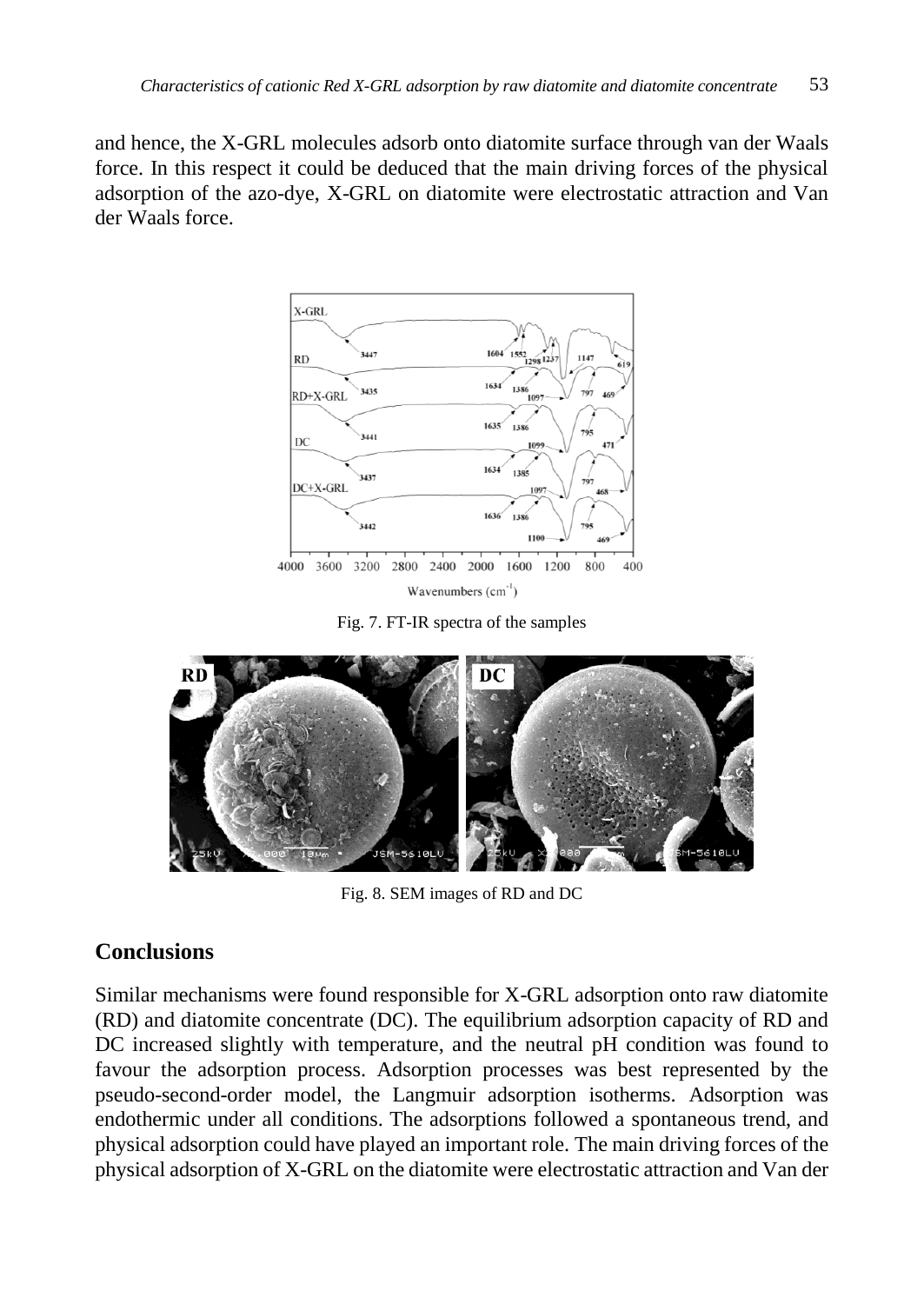and hence, the X-GRL molecules adsorb onto diatomite surface through van der Waals force. In this respect it could be deduced that the main driving forces of the physical adsorption of the azo-dye, X-GRL on diatomite were electrostatic attraction and Van der Waals force.

Fig. 7. FT-IR spectra of the samples

Fig. 8. SEM images of RD and DC

## Conclusions

Similar mechanisms were found responsible for X-GRL adsorption onto raw diatomite (RD) and diatomite concentrate (DC). The equilibrium adsorption capacity of RD and DC increased slightly with temperature, and the neutral pH condition was found to favour the adsorption process. Adsorption processes was best represented by the pseudo-second-order model, the Langmuir adsorption isotherms. Adsorption was endothermic under all conditions. The adsorptions followed a spontaneous trend, and physical adsorption could have played an important role. The main driving forces of the physical adsorption of X-GRL on the diatomite were electrostatic attraction and Van der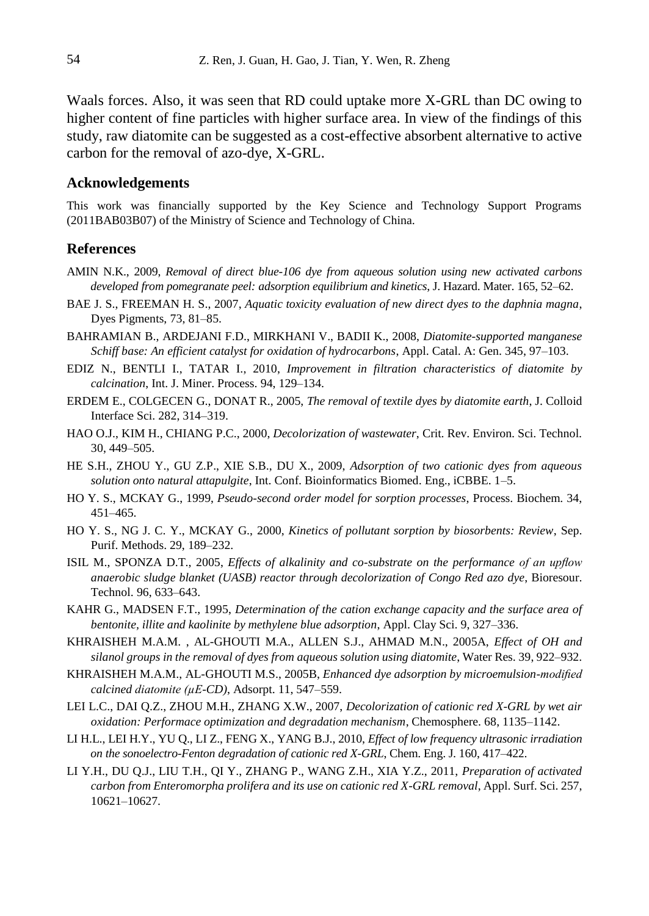Waals forces. Also, it was seen that RD could uptake more X-GRL than DC owing to higher content of fine particles with higher surface area. In view of the findings of this study, raw diatomite can be suggested as a cost-effective absorbent alternative to active carbon for the removal of azo-dye, X-GRL.

## Acknowledgements

This work was financially supported by the Key Science and Technology Support Programs (2011BAB03B07) of the Ministry of Science and Technology of China.

## References

AMIN N.K., 2009, *Removal of direct blue-106 dye from aqueous solution using new activated carbons developed from pomegranate peel: adsorption equilibrium and kinetics*, J. Hazard. Mater. 165, 52–62.

BAE J. S., FREEMAN H. S., 2007, *Aquatic toxicity evaluation of new direct dyes to the daphnia magna*, Dyes Pigments, 73, 81–85.

BAHRAMIAN B., ARDEJANI F.D., MIRKHANI V., BADII K., 2008, *Diatomite-supported manganese Schiff base: An efficient catalyst for oxidation of hydrocarbons*, Appl. Catal. A: Gen. 345, 97–103.

EDIZ N., BENTLI I., TATAR I., 2010, *Improvement in filtration characteristics of diatomite by calcination*, Int. J. Miner. Process. 94, 129–134.

ERDEM E., COLGECEN G., DONAT R., 2005, *The removal of textile dyes by diatomite earth*, J. Colloid Interface Sci. 282, 314–319.

HAO O.J., KIM H., CHIANG P.C., 2000, *Decolorization of wastewater*, Crit. Rev. Environ. Sci. Technol. 30, 449–505.

HE S.H., ZHOU Y., GU Z.P., XIE S.B., DU X., 2009, *Adsorption of two cationic dyes from aqueous solution onto natural attapulgite*, Int. Conf. Bioinformatics Biomed. Eng., iCBBE. 1–5.

HO Y. S., MCKAY G., 1999, *Pseudo-second order model for sorption processes*, Process. Biochem. 34, 451–465.

HO Y. S., NG J. C. Y., MCKAY G., 2000, *Kinetics of pollutant sorption by biosorbents: Review*, Sep. Purif. Methods. 29, 189–232.

ISIL M., SPONZA D.T., 2005, *Effects of alkalinity and co-substrate on the performance of an upflow anaerobic sludge blanket (UASB) reactor through decolorization of Congo Red azo dye*, Bioresour. Technol. 96, 633–643.

KAHR G., MADSEN F.T., 1995, *Determination of the cation exchange capacity and the surface area of bentonite, illite and kaolinite by methylene blue adsorption*, Appl. Clay Sci. 9, 327–336.

KHRAISHEH M.A.M. , AL-GHOUTI M.A., ALLEN S.J., AHMAD M.N., 2005A, *Effect of OH and silanol groups in the removal of dyes from aqueous solution using diatomite*, Water Res. 39, 922–932.

KHRAISHEH M.A.M., AL-GHOUTI M.S., 2005B, *Enhanced dye adsorption by microemulsion-modified calcined diatomite (μE-CD)*, Adsorpt. 11, 547–559.

LEI L.C., DAI Q.Z., ZHOU M.H., ZHANG X.W., 2007, *Decolorization of cationic red X-GRL by wet air oxidation: Performace optimization and degradation mechanism*, Chemosphere. 68, 1135–1142.

LI H.L., LEI H.Y., YU Q., LI Z., FENG X., YANG B.J., 2010, *Effect of low frequency ultrasonic irradiation on the sonoelectro-Fenton degradation of cationic red X-GRL*, Chem. Eng. J. 160, 417–422.

LI Y.H., DU Q.J., LIU T.H., QI Y., ZHANG P., WANG Z.H., XIA Y.Z., 2011, *Preparation of activated carbon from Enteromorpha prolifera and its use on cationic red X-GRL removal*, Appl. Surf. Sci. 257, 10621–10627.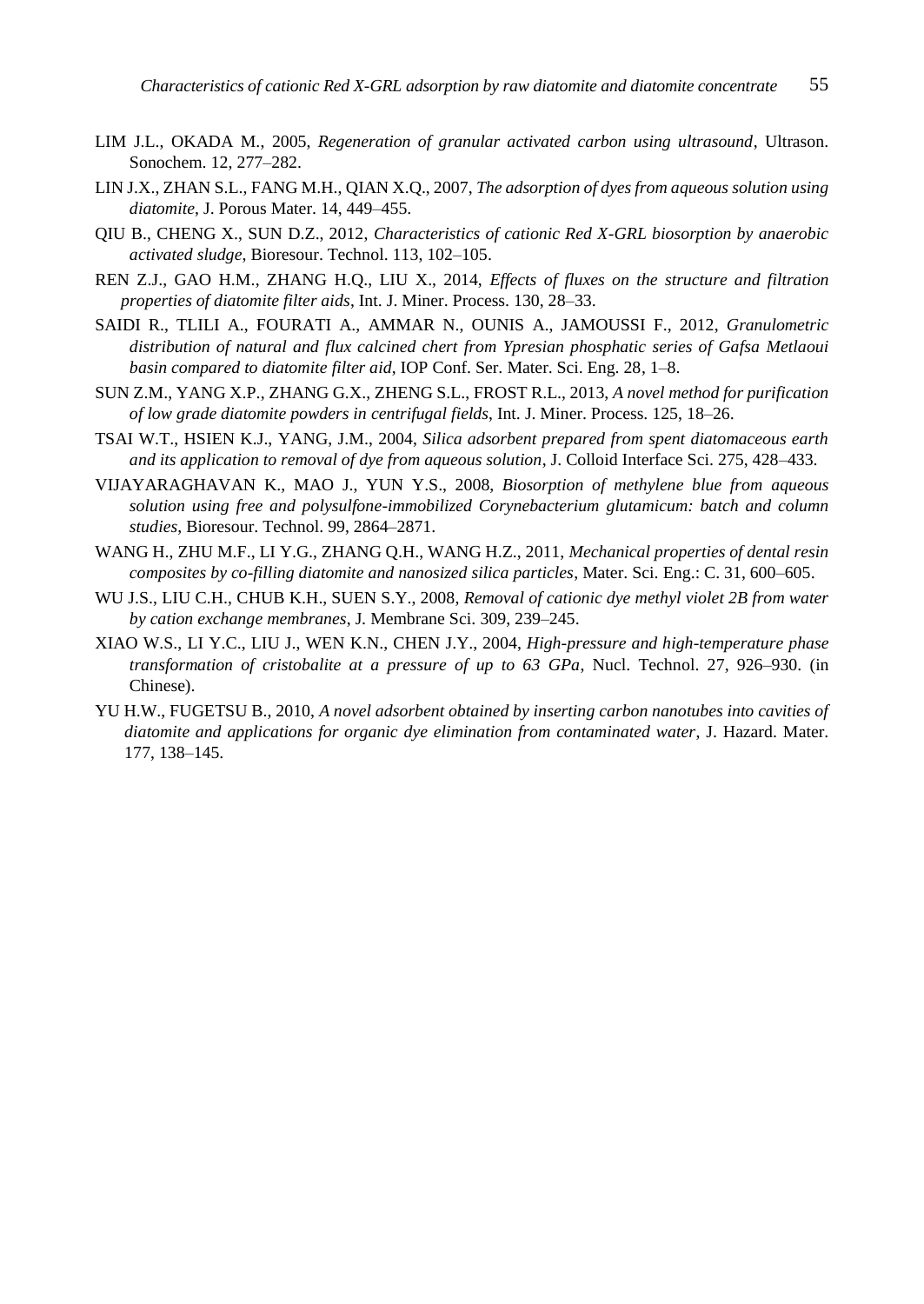LIM J.L., OKADA M., 2005, *Regeneration of granular activated carbon using ultrasound*, Ultrason. Sonochem. 12, 277–282.

LIN J.X., ZHAN S.L., FANG M.H., QIAN X.Q., 2007, *The adsorption of dyes from aqueous solution using diatomite*, J. Porous Mater. 14, 449–455.

QIU B., CHENG X., SUN D.Z., 2012, *Characteristics of cationic Red X-GRL biosorption by anaerobic activated sludge*, Bioresour. Technol. 113, 102–105.

REN Z.J., GAO H.M., ZHANG H.Q., LIU X., 2014, *Effects of fluxes on the structure and filtration properties of diatomite filter aids*, Int. J. Miner. Process. 130, 28–33.

SAIDI R., TLILI A., FOURATI A., AMMAR N., OUNIS A., JAMOUSSI F., 2012, *Granulometric distribution of natural and flux calcined chert from Ypresian phosphatic series of Gafsa Metlaoui basin compared to diatomite filter aid*, IOP Conf. Ser. Mater. Sci. Eng. 28, 1–8.

SUN Z.M., YANG X.P., ZHANG G.X., ZHENG S.L., FROST R.L., 2013, *A novel method for purification of low grade diatomite powders in centrifugal fields*, Int. J. Miner. Process. 125, 18–26.

TSAI W.T., HSIEN K.J., YANG, J.M., 2004, *Silica adsorbent prepared from spent diatomaceous earth and its application to removal of dye from aqueous solution*, J. Colloid Interface Sci. 275, 428–433.

VIJAYARAGHAVAN K., MAO J., YUN Y.S., 2008, *Biosorption of methylene blue from aqueous solution using free and polysulfone-immobilized Corynebacterium glutamicum: batch and column studies*, Bioresour. Technol. 99, 2864–2871.

WANG H., ZHU M.F., LI Y.G., ZHANG Q.H., WANG H.Z., 2011, *Mechanical properties of dental resin composites by co-filling diatomite and nanosized silica particles*, Mater. Sci. Eng.: C. 31, 600–605.

WU J.S., LIU C.H., CHUB K.H., SUEN S.Y., 2008, *Removal of cationic dye methyl violet 2B from water by cation exchange membranes*, J. Membrane Sci. 309, 239–245.

XIAO W.S., LI Y.C., LIU J., WEN K.N., CHEN J.Y., 2004, *High-pressure and high-temperature phase transformation of cristobalite at a pressure of up to 63 GPa*, Nucl. Technol. 27, 926–930. (in Chinese).

YU H.W., FUGETSU B., 2010, *A novel adsorbent obtained by inserting carbon nanotubes into cavities of diatomite and applications for organic dye elimination from contaminated water*, J. Hazard. Mater. 177, 138–145.